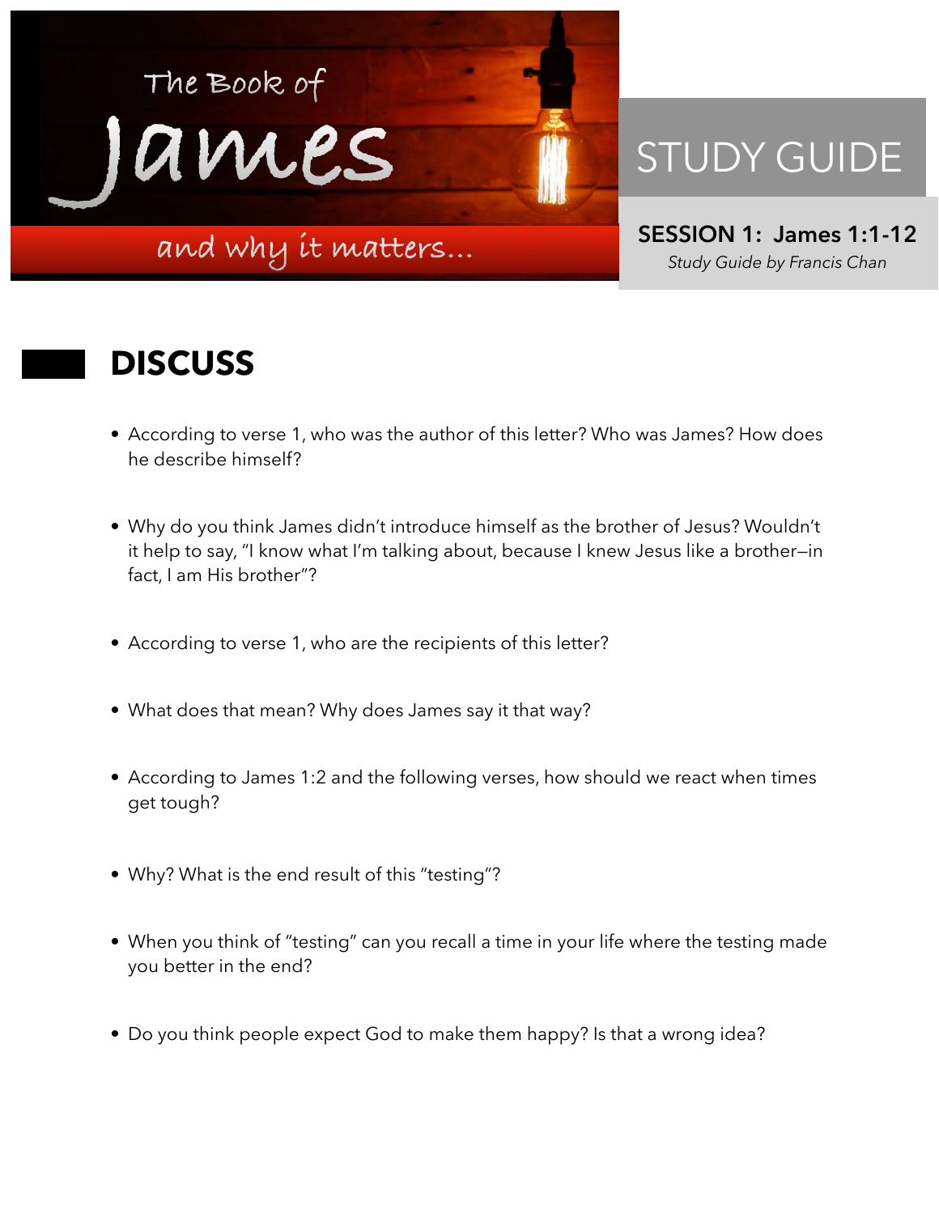# The Book of James

and why it matters...

## STUDY GUIDE

**SESSION 1: James 1:1-12**

*Study Guide by Francis Chan*

## DISCUSS

- According to verse 1, who was the author of this letter? Who was James? How does he describe himself?
- Why do you think James didn't introduce himself as the brother of Jesus? Wouldn't it help to say, "I know what I'm talking about, because I knew Jesus like a brother—in fact, I am His brother"?
- According to verse 1, who are the recipients of this letter?
- What does that mean? Why does James say it that way?
- According to James 1:2 and the following verses, how should we react when times get tough?
- Why? What is the end result of this "testing"?
- When you think of "testing" can you recall a time in your life where the testing made you better in the end?
- Do you think people expect God to make them happy? Is that a wrong idea?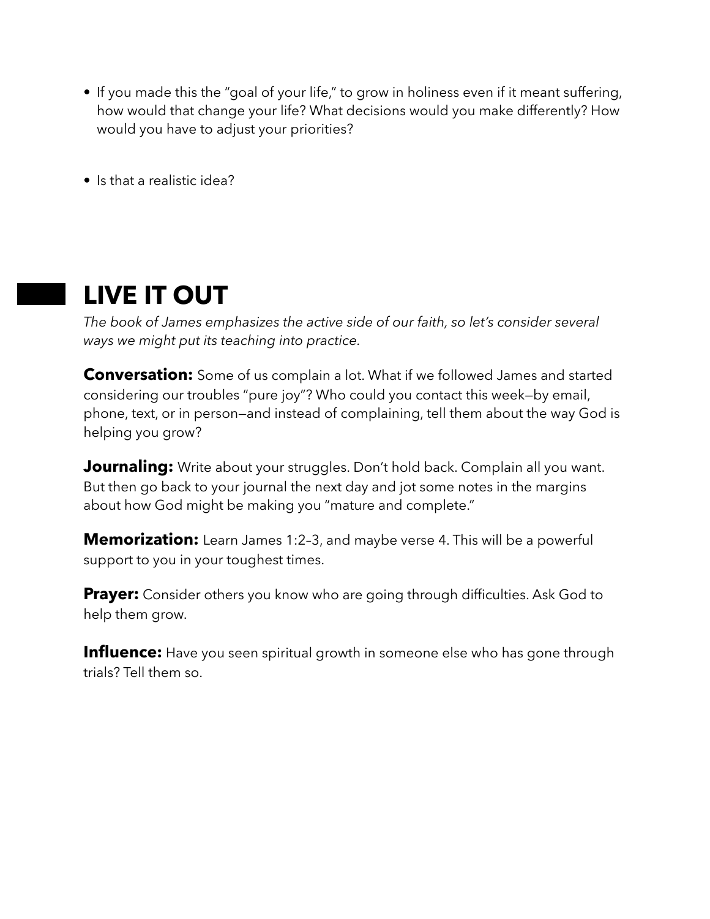- If you made this the “goal of your life,” to grow in holiness even if it meant suffering, how would that change your life? What decisions would you make differently? How would you have to adjust your priorities?

- Is that a realistic idea?

## LIVE IT OUT

*The book of James emphasizes the active side of our faith, so let’s consider several ways we might put its teaching into practice.*

**Conversation:** Some of us complain a lot. What if we followed James and started considering our troubles “pure joy”? Who could you contact this week—by email, phone, text, or in person—and instead of complaining, tell them about the way God is helping you grow?

**Journaling:** Write about your struggles. Don’t hold back. Complain all you want. But then go back to your journal the next day and jot some notes in the margins about how God might be making you “mature and complete.”

**Memorization:** Learn James 1:2–3, and maybe verse 4. This will be a powerful support to you in your toughest times.

**Prayer:** Consider others you know who are going through difficulties. Ask God to help them grow.

**Influence:** Have you seen spiritual growth in someone else who has gone through trials? Tell them so.